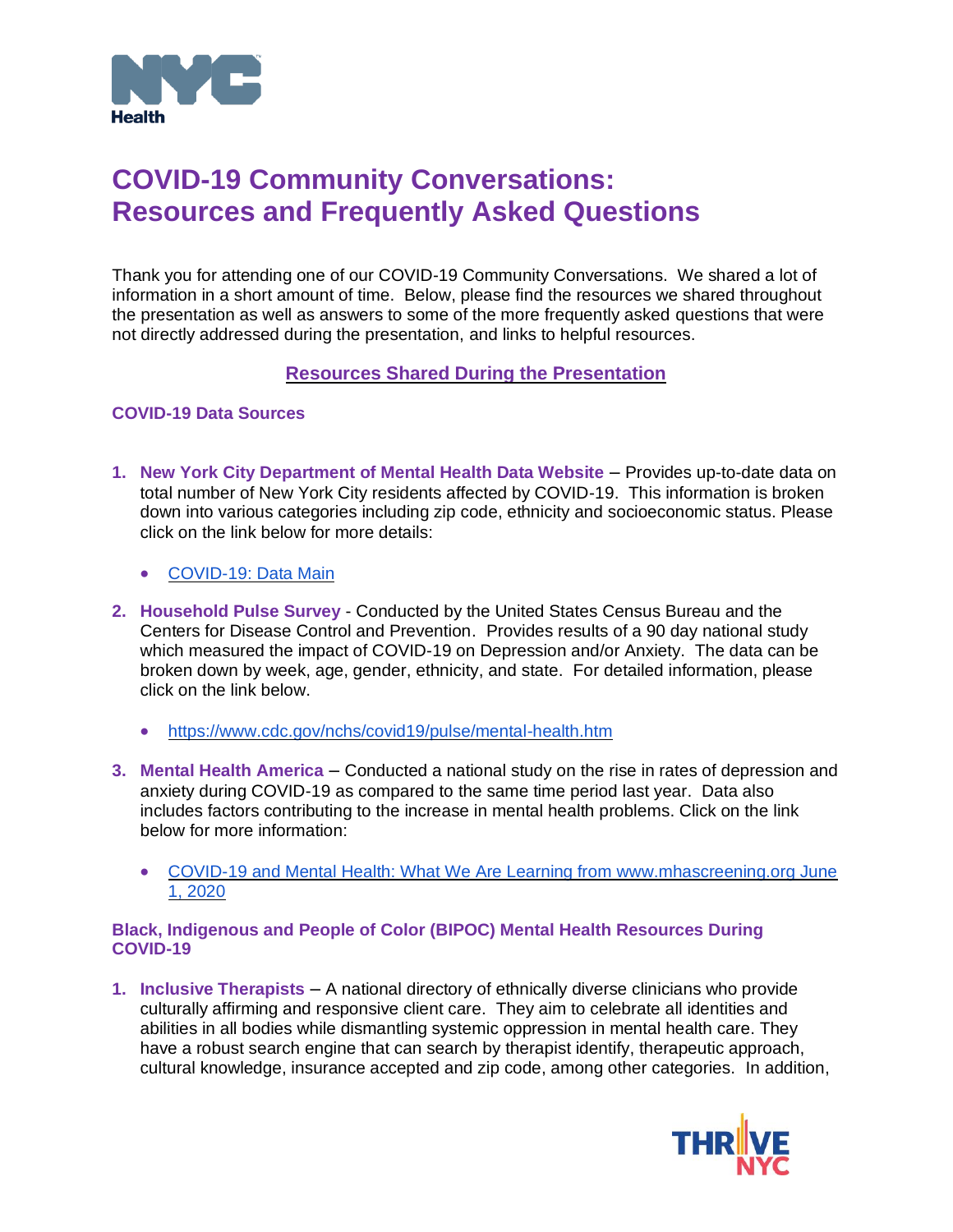# COVID-19 Community Conversations: Resources and Frequently Asked Questions

Thank you for attending one of our COVID-19 Community Conversations. We shared a lot of information in a short amount of time. Below, please find the resources we shared throughout the presentation as well as answers to some of the more frequently asked questions that were not directly addressed during the presentation, and links to helpful resources.

## Resources Shared During the Presentation

### COVID-19 Data Sources

1. **New York City Department of Mental Health Data Website** – Provides up-to-date data on total number of New York City residents affected by COVID-19. This information is broken down into various categories including zip code, ethnicity and socioeconomic status. Please click on the link below for more details:

   - COVID-19: Data Main

2. **Household Pulse Survey** - Conducted by the United States Census Bureau and the Centers for Disease Control and Prevention. Provides results of a 90 day national study which measured the impact of COVID-19 on Depression and/or Anxiety. The data can be broken down by week, age, gender, ethnicity, and state. For detailed information, please click on the link below.

   - https://www.cdc.gov/nchs/covid19/pulse/mental-health.htm

3. **Mental Health America** – Conducted a national study on the rise in rates of depression and anxiety during COVID-19 as compared to the same time period last year. Data also includes factors contributing to the increase in mental health problems. Click on the link below for more information:

   - COVID-19 and Mental Health: What We Are Learning from www.mhascreening.org June 1, 2020

### Black, Indigenous and People of Color (BIPOC) Mental Health Resources During COVID-19

1. **Inclusive Therapists** – A national directory of ethnically diverse clinicians who provide culturally affirming and responsive client care. They aim to celebrate all identities and abilities in all bodies while dismantling systemic oppression in mental health care. They have a robust search engine that can search by therapist identify, therapeutic approach, cultural knowledge, insurance accepted and zip code, among other categories. In addition,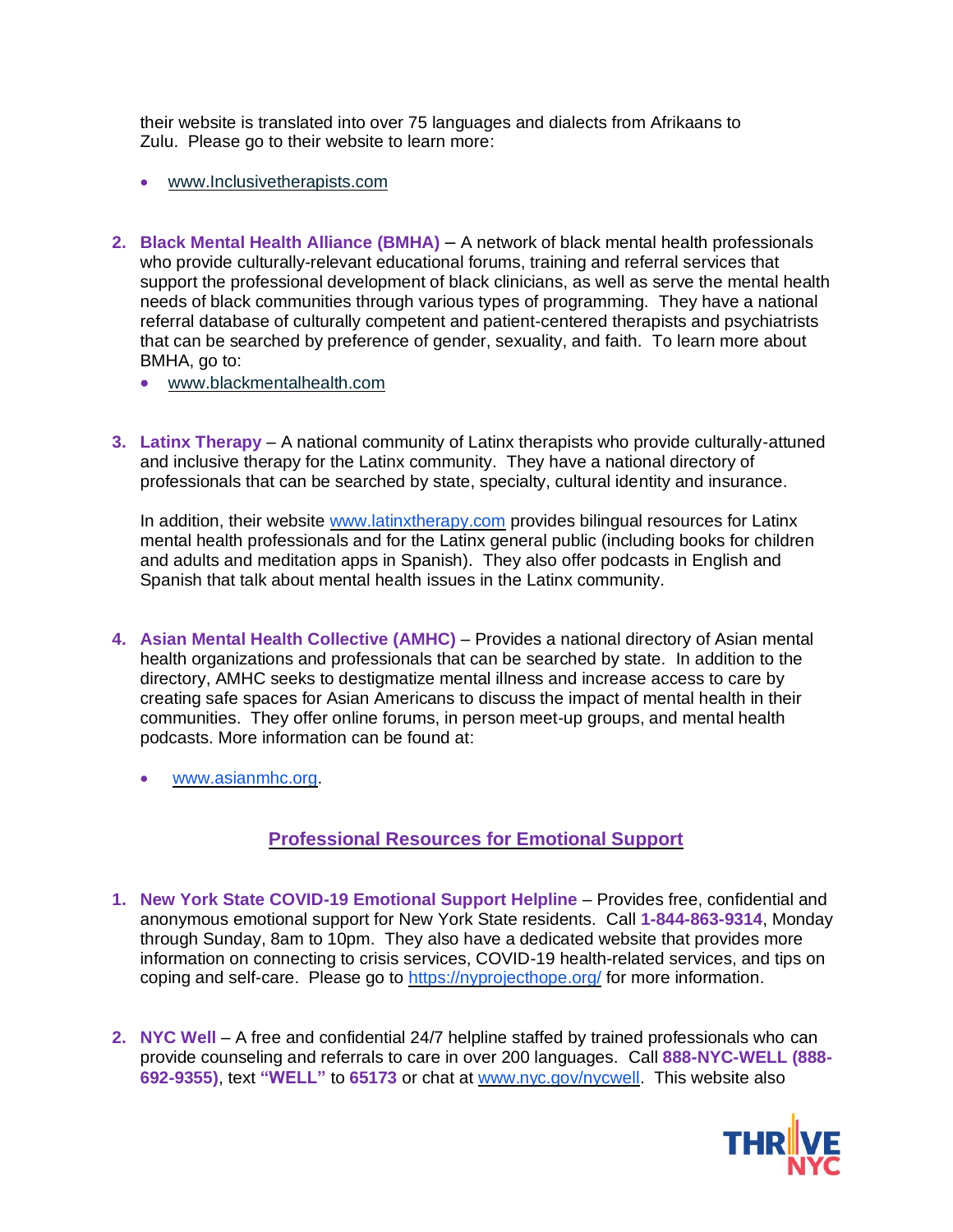their website is translated into over 75 languages and dialects from Afrikaans to Zulu. Please go to their website to learn more:

- www.Inclusivetherapists.com

2. **Black Mental Health Alliance (BMHA)** – A network of black mental health professionals who provide culturally-relevant educational forums, training and referral services that support the professional development of black clinicians, as well as serve the mental health needs of black communities through various types of programming. They have a national referral database of culturally competent and patient-centered therapists and psychiatrists that can be searched by preference of gender, sexuality, and faith. To learn more about BMHA, go to:
   - www.blackmentalhealth.com

3. **Latinx Therapy** – A national community of Latinx therapists who provide culturally-attuned and inclusive therapy for the Latinx community. They have a national directory of professionals that can be searched by state, specialty, cultural identity and insurance.

   In addition, their website www.latinxtherapy.com provides bilingual resources for Latinx mental health professionals and for the Latinx general public (including books for children and adults and meditation apps in Spanish). They also offer podcasts in English and Spanish that talk about mental health issues in the Latinx community.

4. **Asian Mental Health Collective (AMHC)** – Provides a national directory of Asian mental health organizations and professionals that can be searched by state. In addition to the directory, AMHC seeks to destigmatize mental illness and increase access to care by creating safe spaces for Asian Americans to discuss the impact of mental health in their communities. They offer online forums, in person meet-up groups, and mental health podcasts. More information can be found at:

   - www.asianmhc.org.

## Professional Resources for Emotional Support

1. **New York State COVID-19 Emotional Support Helpline** – Provides free, confidential and anonymous emotional support for New York State residents. Call **1-844-863-9314**, Monday through Sunday, 8am to 10pm. They also have a dedicated website that provides more information on connecting to crisis services, COVID-19 health-related services, and tips on coping and self-care. Please go to https://nyprojecthope.org/ for more information.

2. **NYC Well** – A free and confidential 24/7 helpline staffed by trained professionals who can provide counseling and referrals to care in over 200 languages. Call **888-NYC-WELL (888-692-9355)**, text **"WELL"** to **65173** or chat at www.nyc.gov/nycwell. This website also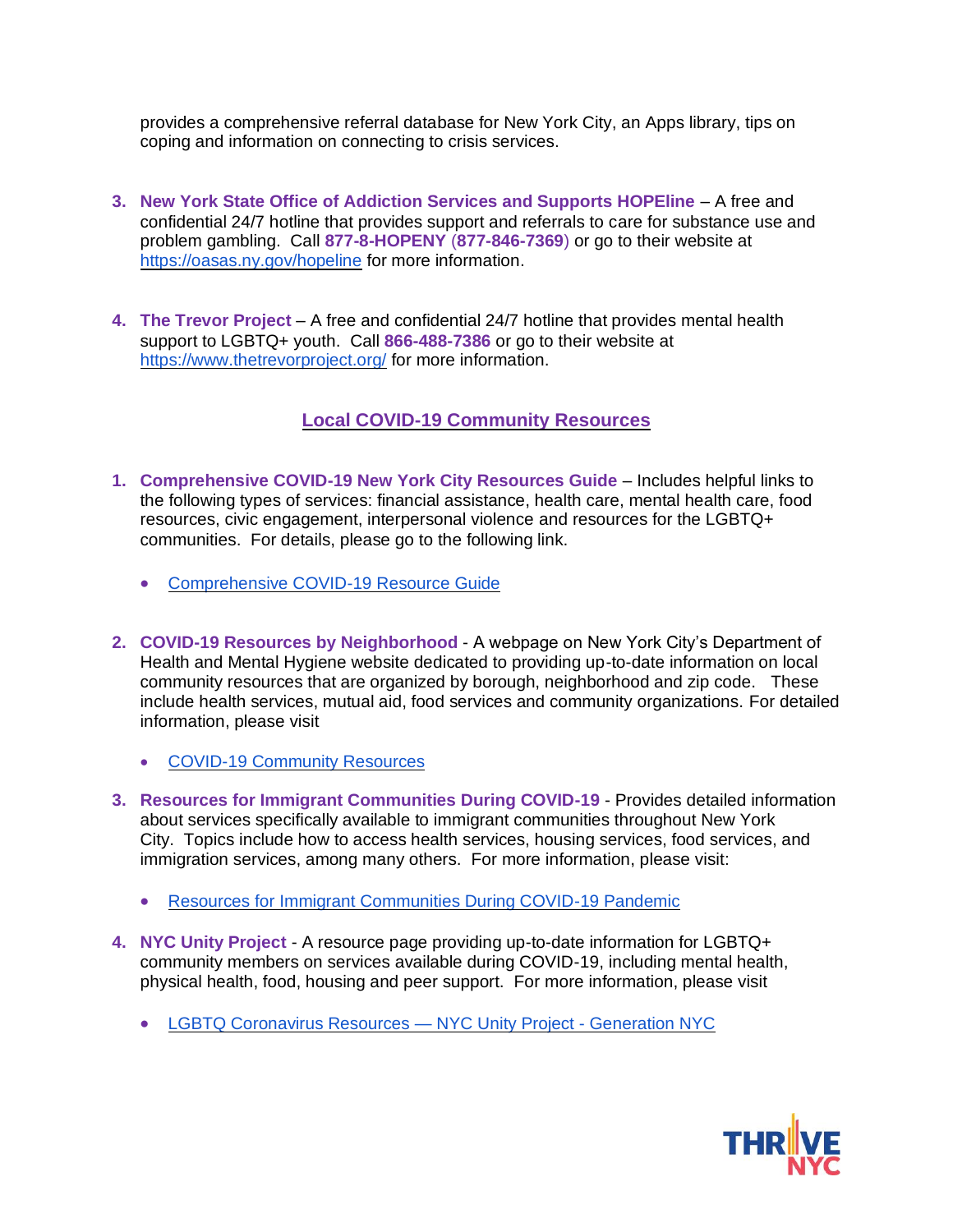provides a comprehensive referral database for New York City, an Apps library, tips on coping and information on connecting to crisis services.

3. **New York State Office of Addiction Services and Supports HOPEline** – A free and confidential 24/7 hotline that provides support and referrals to care for substance use and problem gambling. Call **877-8-HOPENY** (**877-846-7369**) or go to their website at https://oasas.ny.gov/hopeline for more information.

4. **The Trevor Project** – A free and confidential 24/7 hotline that provides mental health support to LGBTQ+ youth. Call **866-488-7386** or go to their website at https://www.thetrevorproject.org/ for more information.

## Local COVID-19 Community Resources

1. **Comprehensive COVID-19 New York City Resources Guide** – Includes helpful links to the following types of services: financial assistance, health care, mental health care, food resources, civic engagement, interpersonal violence and resources for the LGBTQ+ communities. For details, please go to the following link.

   - Comprehensive COVID-19 Resource Guide

2. **COVID-19 Resources by Neighborhood** - A webpage on New York City's Department of Health and Mental Hygiene website dedicated to providing up-to-date information on local community resources that are organized by borough, neighborhood and zip code. These include health services, mutual aid, food services and community organizations. For detailed information, please visit

   - COVID-19 Community Resources

3. **Resources for Immigrant Communities During COVID-19** - Provides detailed information about services specifically available to immigrant communities throughout New York City. Topics include how to access health services, housing services, food services, and immigration services, among many others. For more information, please visit:

   - Resources for Immigrant Communities During COVID-19 Pandemic

4. **NYC Unity Project** - A resource page providing up-to-date information for LGBTQ+ community members on services available during COVID-19, including mental health, physical health, food, housing and peer support. For more information, please visit

   - LGBTQ Coronavirus Resources — NYC Unity Project - Generation NYC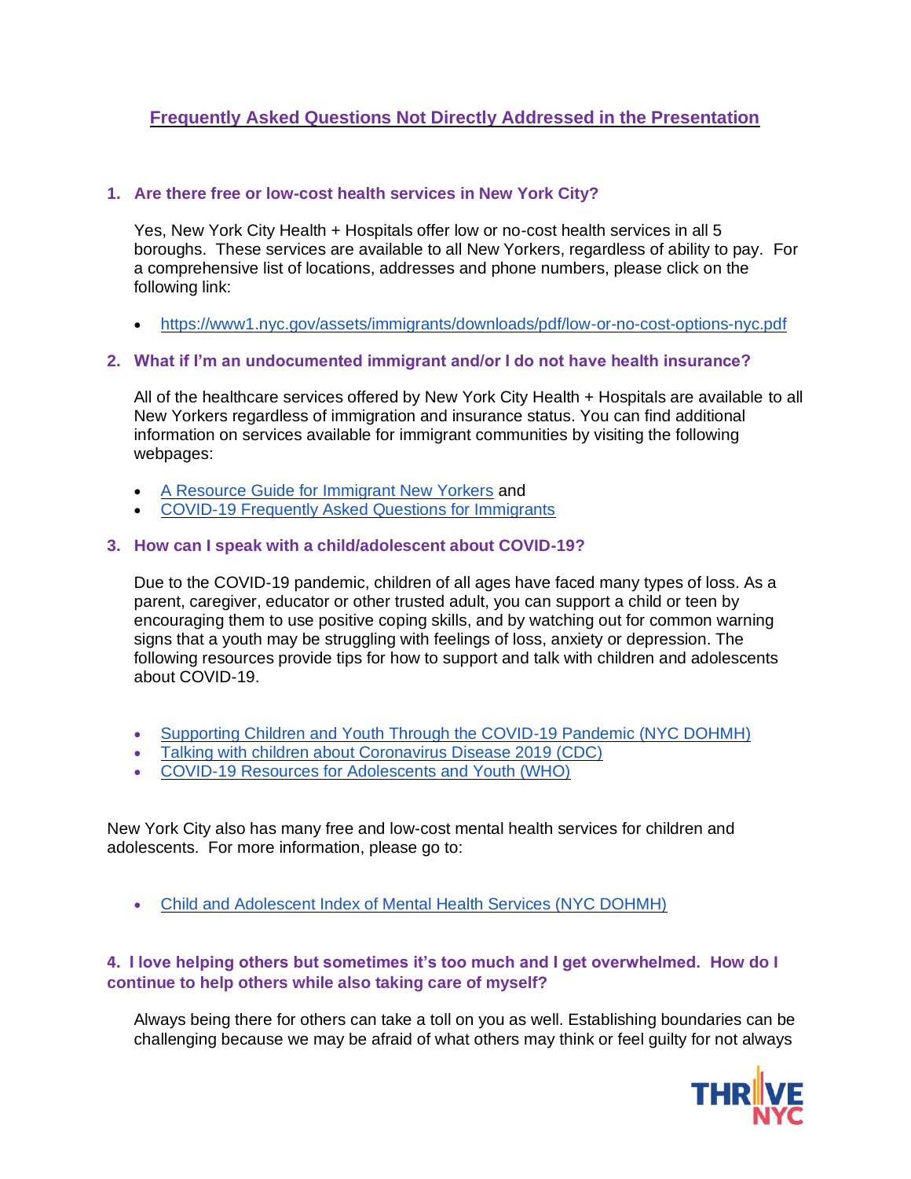## Frequently Asked Questions Not Directly Addressed in the Presentation

### 1. Are there free or low-cost health services in New York City?

Yes, New York City Health + Hospitals offer low or no-cost health services in all 5 boroughs. These services are available to all New Yorkers, regardless of ability to pay. For a comprehensive list of locations, addresses and phone numbers, please click on the following link:

- https://www1.nyc.gov/assets/immigrants/downloads/pdf/low-or-no-cost-options-nyc.pdf

### 2. What if I'm an undocumented immigrant and/or I do not have health insurance?

All of the healthcare services offered by New York City Health + Hospitals are available to all New Yorkers regardless of immigration and insurance status. You can find additional information on services available for immigrant communities by visiting the following webpages:

- A Resource Guide for Immigrant New Yorkers and
- COVID-19 Frequently Asked Questions for Immigrants

### 3. How can I speak with a child/adolescent about COVID-19?

Due to the COVID-19 pandemic, children of all ages have faced many types of loss. As a parent, caregiver, educator or other trusted adult, you can support a child or teen by encouraging them to use positive coping skills, and by watching out for common warning signs that a youth may be struggling with feelings of loss, anxiety or depression. The following resources provide tips for how to support and talk with children and adolescents about COVID-19.

- Supporting Children and Youth Through the COVID-19 Pandemic (NYC DOHMH)
- Talking with children about Coronavirus Disease 2019 (CDC)
- COVID-19 Resources for Adolescents and Youth (WHO)

New York City also has many free and low-cost mental health services for children and adolescents. For more information, please go to:

- Child and Adolescent Index of Mental Health Services (NYC DOHMH)

### 4. I love helping others but sometimes it's too much and I get overwhelmed. How do I continue to help others while also taking care of myself?

Always being there for others can take a toll on you as well. Establishing boundaries can be challenging because we may be afraid of what others may think or feel guilty for not always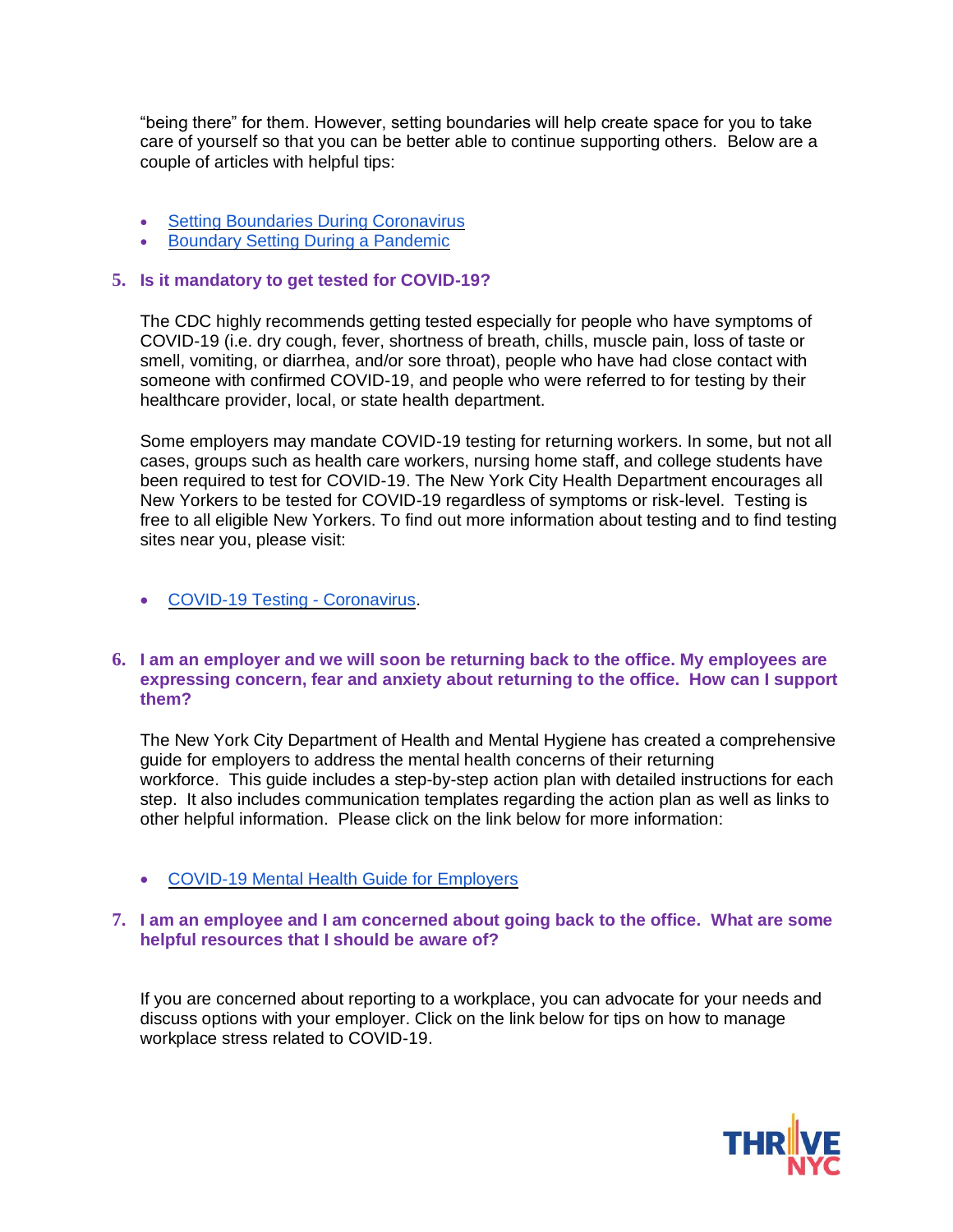“being there” for them. However, setting boundaries will help create space for you to take care of yourself so that you can be better able to continue supporting others. Below are a couple of articles with helpful tips:

- Setting Boundaries During Coronavirus
- Boundary Setting During a Pandemic

### 5. Is it mandatory to get tested for COVID-19?

The CDC highly recommends getting tested especially for people who have symptoms of COVID-19 (i.e. dry cough, fever, shortness of breath, chills, muscle pain, loss of taste or smell, vomiting, or diarrhea, and/or sore throat), people who have had close contact with someone with confirmed COVID-19, and people who were referred to for testing by their healthcare provider, local, or state health department.

Some employers may mandate COVID-19 testing for returning workers. In some, but not all cases, groups such as health care workers, nursing home staff, and college students have been required to test for COVID-19. The New York City Health Department encourages all New Yorkers to be tested for COVID-19 regardless of symptoms or risk-level. Testing is free to all eligible New Yorkers. To find out more information about testing and to find testing sites near you, please visit:

- COVID-19 Testing - Coronavirus.

### 6. I am an employer and we will soon be returning back to the office. My employees are expressing concern, fear and anxiety about returning to the office. How can I support them?

The New York City Department of Health and Mental Hygiene has created a comprehensive guide for employers to address the mental health concerns of their returning workforce. This guide includes a step-by-step action plan with detailed instructions for each step. It also includes communication templates regarding the action plan as well as links to other helpful information. Please click on the link below for more information:

- COVID-19 Mental Health Guide for Employers

### 7. I am an employee and I am concerned about going back to the office. What are some helpful resources that I should be aware of?

If you are concerned about reporting to a workplace, you can advocate for your needs and discuss options with your employer. Click on the link below for tips on how to manage workplace stress related to COVID-19.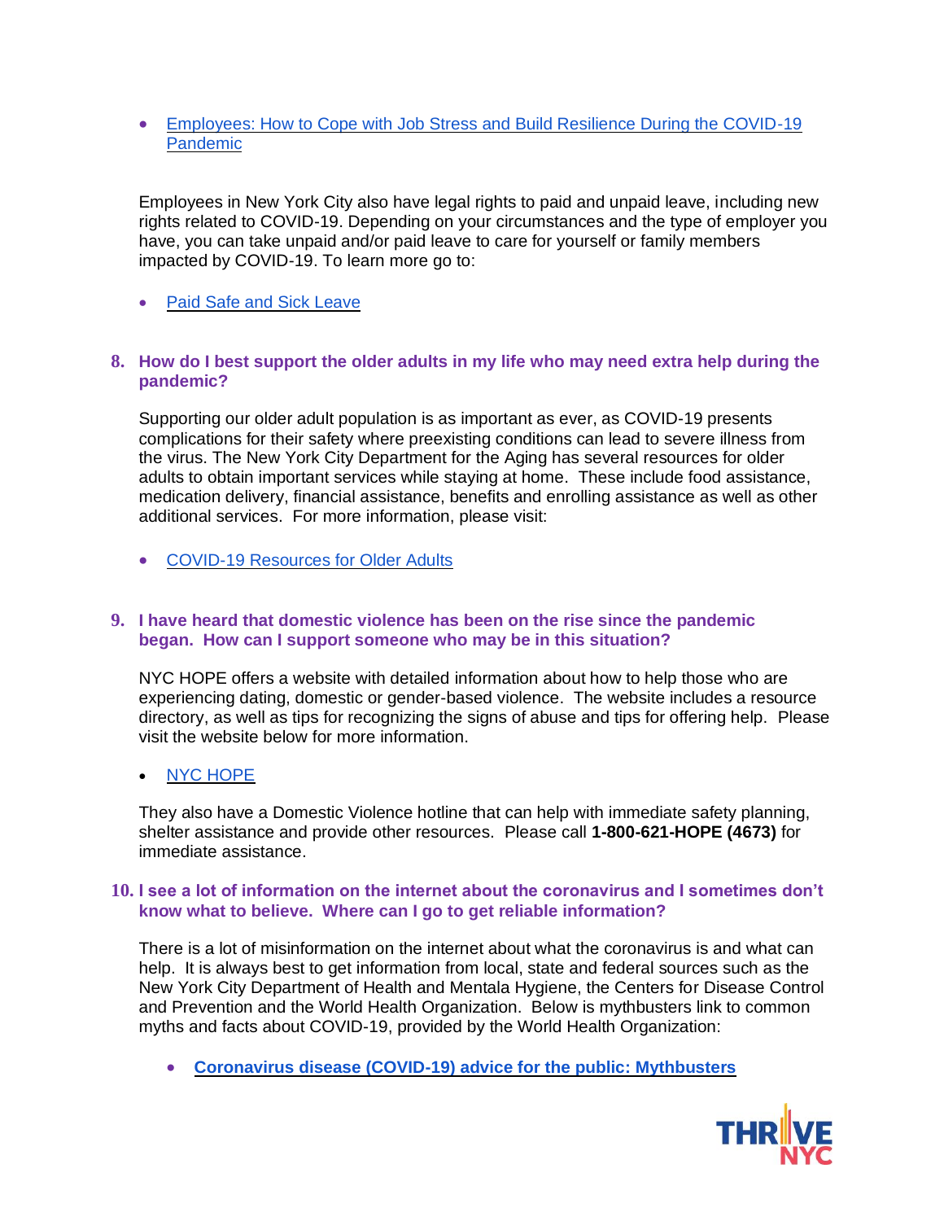- Employees: How to Cope with Job Stress and Build Resilience During the COVID-19 Pandemic

Employees in New York City also have legal rights to paid and unpaid leave, including new rights related to COVID-19. Depending on your circumstances and the type of employer you have, you can take unpaid and/or paid leave to care for yourself or family members impacted by COVID-19. To learn more go to:

- Paid Safe and Sick Leave

### 8. How do I best support the older adults in my life who may need extra help during the pandemic?

Supporting our older adult population is as important as ever, as COVID-19 presents complications for their safety where preexisting conditions can lead to severe illness from the virus. The New York City Department for the Aging has several resources for older adults to obtain important services while staying at home. These include food assistance, medication delivery, financial assistance, benefits and enrolling assistance as well as other additional services. For more information, please visit:

- COVID-19 Resources for Older Adults

### 9. I have heard that domestic violence has been on the rise since the pandemic began. How can I support someone who may be in this situation?

NYC HOPE offers a website with detailed information about how to help those who are experiencing dating, domestic or gender-based violence. The website includes a resource directory, as well as tips for recognizing the signs of abuse and tips for offering help. Please visit the website below for more information.

- NYC HOPE

They also have a Domestic Violence hotline that can help with immediate safety planning, shelter assistance and provide other resources. Please call **1-800-621-HOPE (4673)** for immediate assistance.

### 10. I see a lot of information on the internet about the coronavirus and I sometimes don't know what to believe. Where can I go to get reliable information?

There is a lot of misinformation on the internet about what the coronavirus is and what can help. It is always best to get information from local, state and federal sources such as the New York City Department of Health and Mentala Hygiene, the Centers for Disease Control and Prevention and the World Health Organization. Below is mythbusters link to common myths and facts about COVID-19, provided by the World Health Organization:

- **Coronavirus disease (COVID-19) advice for the public: Mythbusters**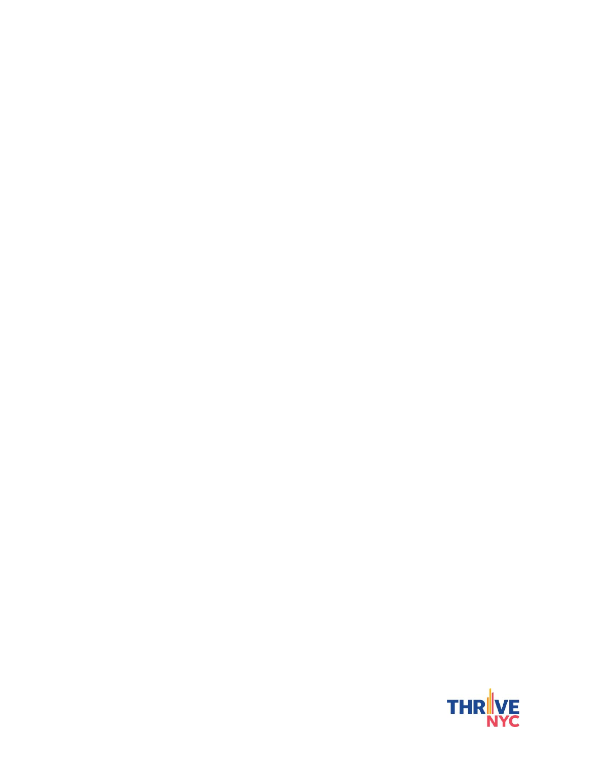THRIVE NYC